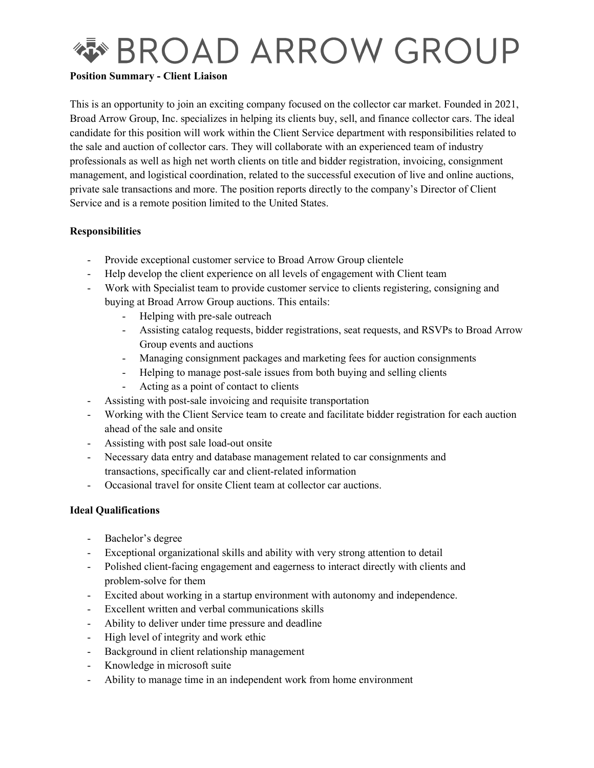# BROAD ARROW GROUP

**Position Summary - Client Liaison**

This is an opportunity to join an exciting company focused on the collector car market. Founded in 2021, Broad Arrow Group, Inc. specializes in helping its clients buy, sell, and finance collector cars. The ideal candidate for this position will work within the Client Service department with responsibilities related to the sale and auction of collector cars. They will collaborate with an experienced team of industry professionals as well as high net worth clients on title and bidder registration, invoicing, consignment management, and logistical coordination, related to the successful execution of live and online auctions, private sale transactions and more. The position reports directly to the company's Director of Client Service and is a remote position limited to the United States.

**Responsibilities**

- Provide exceptional customer service to Broad Arrow Group clientele
- Help develop the client experience on all levels of engagement with Client team
- Work with Specialist team to provide customer service to clients registering, consigning and buying at Broad Arrow Group auctions. This entails:
    - Helping with pre-sale outreach
    - Assisting catalog requests, bidder registrations, seat requests, and RSVPs to Broad Arrow Group events and auctions
    - Managing consignment packages and marketing fees for auction consignments
    - Helping to manage post-sale issues from both buying and selling clients
    - Acting as a point of contact to clients
- Assisting with post-sale invoicing and requisite transportation
- Working with the Client Service team to create and facilitate bidder registration for each auction ahead of the sale and onsite
- Assisting with post sale load-out onsite
- Necessary data entry and database management related to car consignments and transactions, specifically car and client-related information
- Occasional travel for onsite Client team at collector car auctions.

**Ideal Qualifications**

- Bachelor's degree
- Exceptional organizational skills and ability with very strong attention to detail
- Polished client-facing engagement and eagerness to interact directly with clients and problem-solve for them
- Excited about working in a startup environment with autonomy and independence.
- Excellent written and verbal communications skills
- Ability to deliver under time pressure and deadline
- High level of integrity and work ethic
- Background in client relationship management
- Knowledge in microsoft suite
- Ability to manage time in an independent work from home environment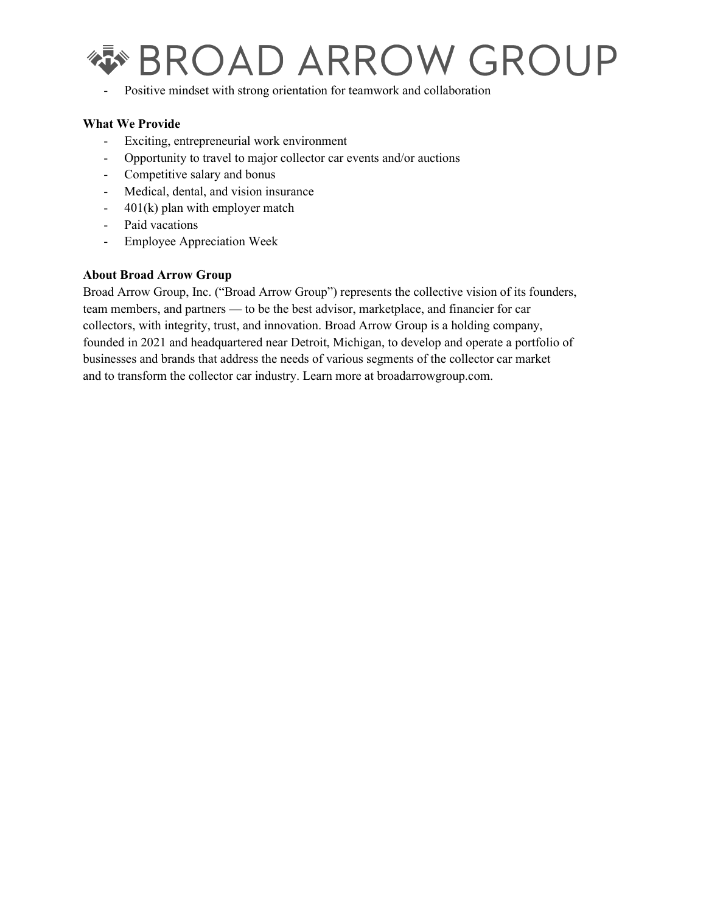- Positive mindset with strong orientation for teamwork and collaboration

**What We Provide**

- Exciting, entrepreneurial work environment
- Opportunity to travel to major collector car events and/or auctions
- Competitive salary and bonus
- Medical, dental, and vision insurance
- 401(k) plan with employer match
- Paid vacations
- Employee Appreciation Week

**About Broad Arrow Group**

Broad Arrow Group, Inc. ("Broad Arrow Group") represents the collective vision of its founders, team members, and partners — to be the best advisor, marketplace, and financier for car collectors, with integrity, trust, and innovation. Broad Arrow Group is a holding company, founded in 2021 and headquartered near Detroit, Michigan, to develop and operate a portfolio of businesses and brands that address the needs of various segments of the collector car market and to transform the collector car industry. Learn more at broadarrowgroup.com.